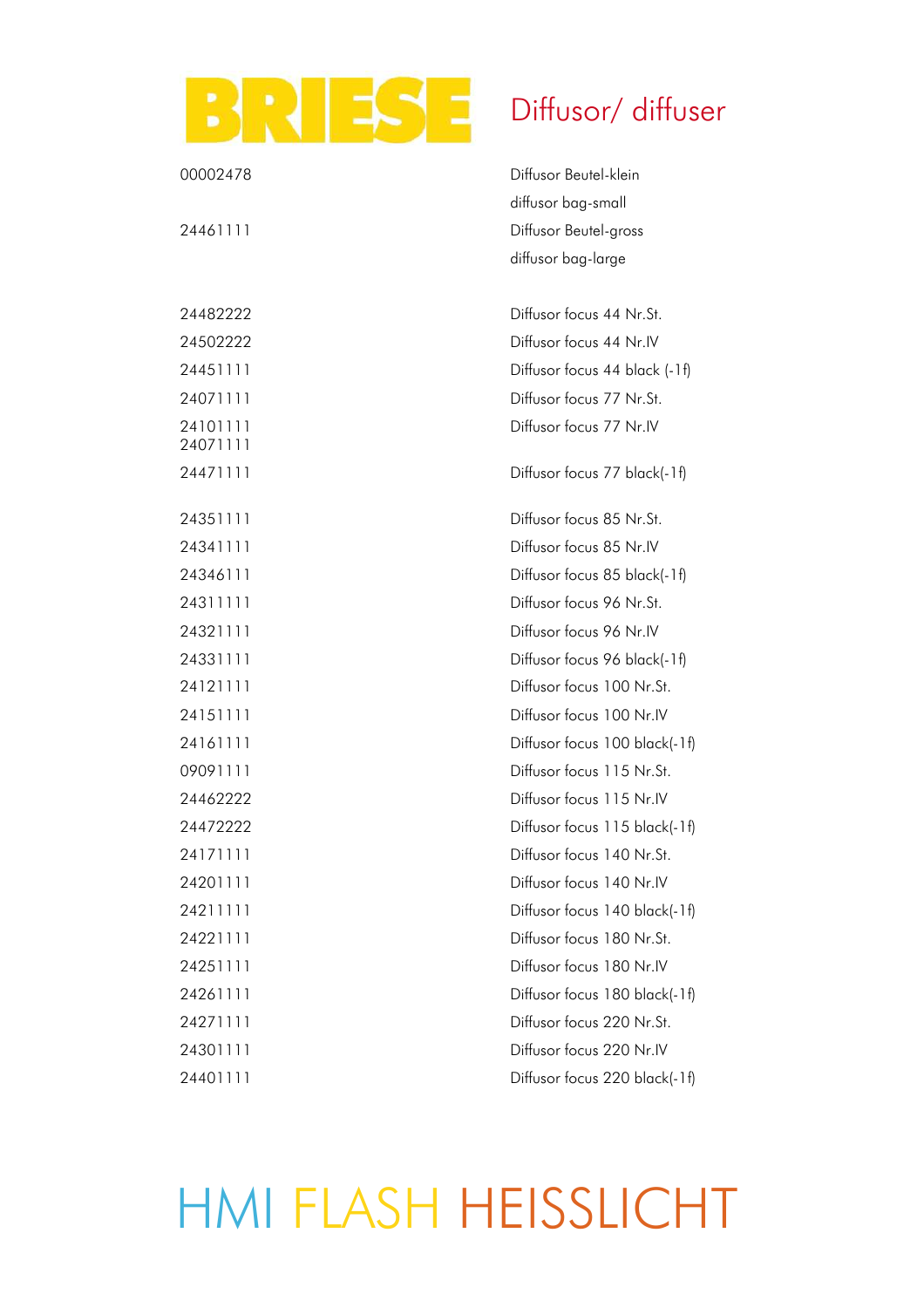# BRIESE

## Diffusor/ diffuser

| | |
|---|---|
| 00002478 | Diffusor Beutel-klein<br>diffusor bag-small |
| 24461111 | Diffusor Beutel-gross<br>diffusor bag-large |
| | |
| 24482222 | Diffusor focus 44 Nr.St. |
| 24502222 | Diffusor focus 44 Nr.IV |
| 24451111 | Diffusor focus 44 black (-1f) |
| 24071111 | Diffusor focus 77 Nr.St. |
| 24101111<br>24071111 | Diffusor focus 77 Nr.IV |
| 24471111 | Diffusor focus 77 black(-1f) |
| | |
| 24351111 | Diffusor focus 85 Nr.St. |
| 24341111 | Diffusor focus 85 Nr.IV |
| 24346111 | Diffusor focus 85 black(-1f) |
| 24311111 | Diffusor focus 96 Nr.St. |
| 24321111 | Diffusor focus 96 Nr.IV |
| 24331111 | Diffusor focus 96 black(-1f) |
| 24121111 | Diffusor focus 100 Nr.St. |
| 24151111 | Diffusor focus 100 Nr.IV |
| 24161111 | Diffusor focus 100 black(-1f) |
| 09091111 | Diffusor focus 115 Nr.St. |
| 24462222 | Diffusor focus 115 Nr.IV |
| 24472222 | Diffusor focus 115 black(-1f) |
| 24171111 | Diffusor focus 140 Nr.St. |
| 24201111 | Diffusor focus 140 Nr.IV |
| 24211111 | Diffusor focus 140 black(-1f) |
| 24221111 | Diffusor focus 180 Nr.St. |
| 24251111 | Diffusor focus 180 Nr.IV |
| 24261111 | Diffusor focus 180 black(-1f) |
| 24271111 | Diffusor focus 220 Nr.St. |
| 24301111 | Diffusor focus 220 Nr.IV |
| 24401111 | Diffusor focus 220 black(-1f) |

HMI FLASH HEISSLICHT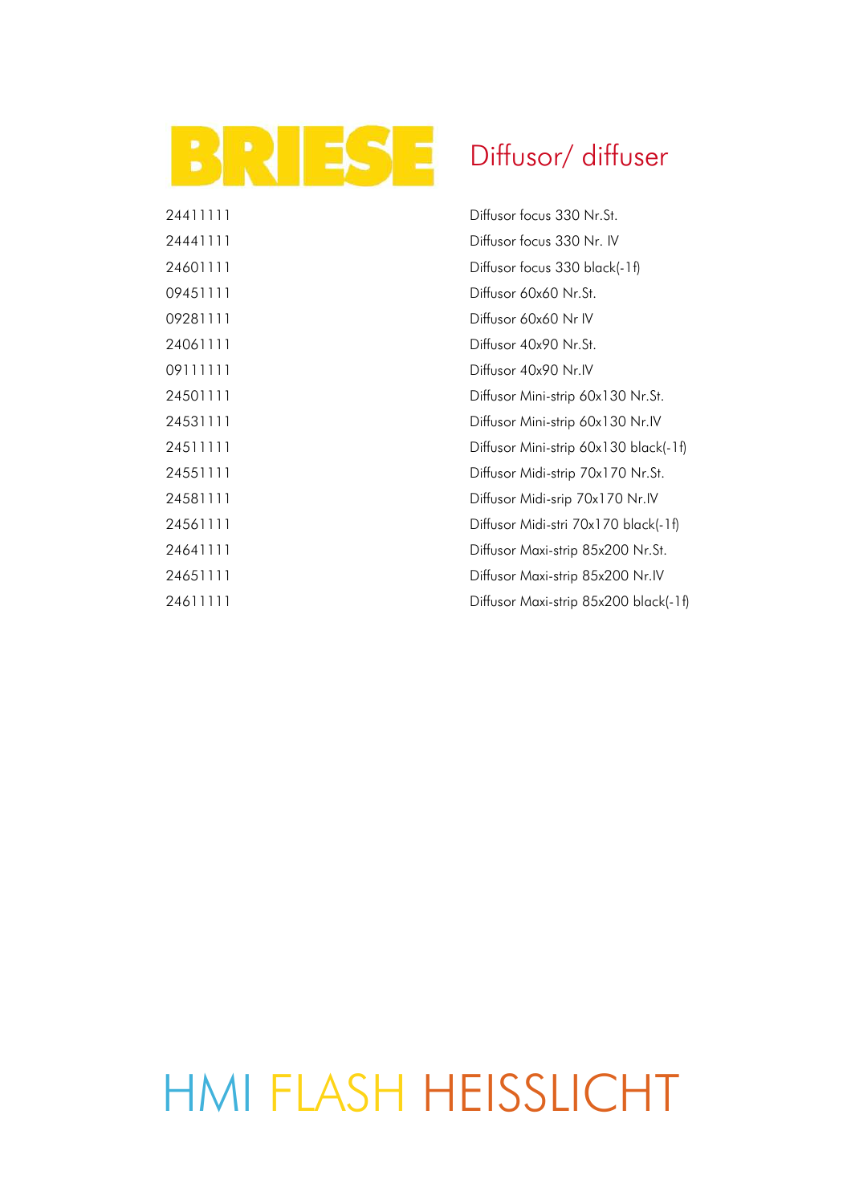# BRIESE

## Diffusor/ diffuser

| | |
|---|---|
| 24411111 | Diffusor focus 330 Nr.St. |
| 24441111 | Diffusor focus 330 Nr. IV |
| 24601111 | Diffusor focus 330 black(-1f) |
| 09451111 | Diffusor 60x60 Nr.St. |
| 09281111 | Diffusor 60x60 Nr IV |
| 24061111 | Diffusor 40x90 Nr.St. |
| 09111111 | Diffusor 40x90 Nr.IV |
| 24501111 | Diffusor Mini-strip 60x130 Nr.St. |
| 24531111 | Diffusor Mini-strip 60x130 Nr.IV |
| 24511111 | Diffusor Mini-strip 60x130 black(-1f) |
| 24551111 | Diffusor Midi-strip 70x170 Nr.St. |
| 24581111 | Diffusor Midi-srip 70x170 Nr.IV |
| 24561111 | Diffusor Midi-stri 70x170 black(-1f) |
| 24641111 | Diffusor Maxi-strip 85x200 Nr.St. |
| 24651111 | Diffusor Maxi-strip 85x200 Nr.IV |
| 24611111 | Diffusor Maxi-strip 85x200 black(-1f) |

HMI FLASH HEISSLICHT